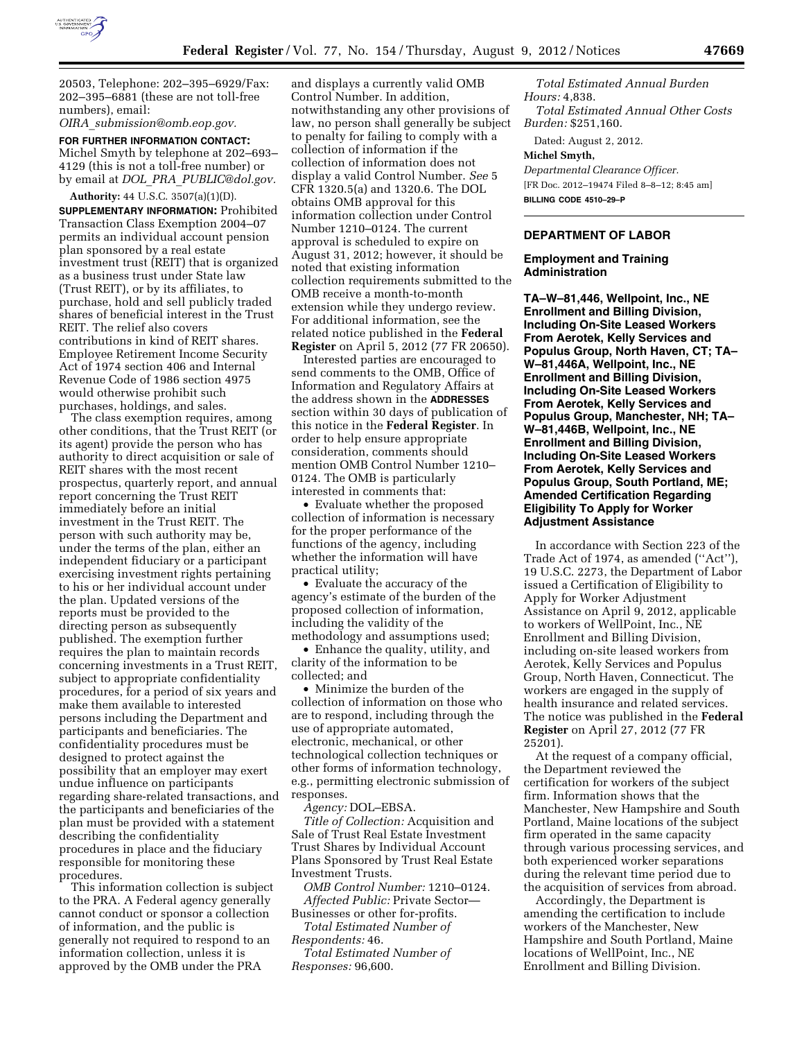20503, Telephone: 202–395–6929/Fax: 202–395–6881 (these are not toll-free numbers), email: *OIRA_submission@omb.eop.gov.*

**FOR FURTHER INFORMATION CONTACT:** Michel Smyth by telephone at 202–693–4129 (this is not a toll-free number) or by email at *DOL_PRA_PUBLIC@dol.gov.*

**Authority:** 44 U.S.C. 3507(a)(1)(D).

**SUPPLEMENTARY INFORMATION:** Prohibited Transaction Class Exemption 2004–07 permits an individual account pension plan sponsored by a real estate investment trust (REIT) that is organized as a business trust under State law (Trust REIT), or by its affiliates, to purchase, hold and sell publicly traded shares of beneficial interest in the Trust REIT. The relief also covers contributions in kind of REIT shares. Employee Retirement Income Security Act of 1974 section 406 and Internal Revenue Code of 1986 section 4975 would otherwise prohibit such purchases, holdings, and sales.

The class exemption requires, among other conditions, that the Trust REIT (or its agent) provide the person who has authority to direct acquisition or sale of REIT shares with the most recent prospectus, quarterly report, and annual report concerning the Trust REIT immediately before an initial investment in the Trust REIT. The person with such authority may be, under the terms of the plan, either an independent fiduciary or a participant exercising investment rights pertaining to his or her individual account under the plan. Updated versions of the reports must be provided to the directing person as subsequently published. The exemption further requires the plan to maintain records concerning investments in a Trust REIT, subject to appropriate confidentiality procedures, for a period of six years and make them available to interested persons including the Department and participants and beneficiaries. The confidentiality procedures must be designed to protect against the possibility that an employer may exert undue influence on participants regarding share-related transactions, and the participants and beneficiaries of the plan must be provided with a statement describing the confidentiality procedures in place and the fiduciary responsible for monitoring these procedures.

This information collection is subject to the PRA. A Federal agency generally cannot conduct or sponsor a collection of information, and the public is generally not required to respond to an information collection, unless it is approved by the OMB under the PRA and displays a currently valid OMB Control Number. In addition, notwithstanding any other provisions of law, no person shall generally be subject to penalty for failing to comply with a collection of information if the collection of information does not display a valid Control Number. *See* 5 CFR 1320.5(a) and 1320.6. The DOL obtains OMB approval for this information collection under Control Number 1210–0124. The current approval is scheduled to expire on August 31, 2012; however, it should be noted that existing information collection requirements submitted to the OMB receive a month-to-month extension while they undergo review. For additional information, see the related notice published in the **Federal Register** on April 5, 2012 (77 FR 20650).

Interested parties are encouraged to send comments to the OMB, Office of Information and Regulatory Affairs at the address shown in the **ADDRESSES** section within 30 days of publication of this notice in the **Federal Register**. In order to help ensure appropriate consideration, comments should mention OMB Control Number 1210–0124. The OMB is particularly interested in comments that:

- Evaluate whether the proposed collection of information is necessary for the proper performance of the functions of the agency, including whether the information will have practical utility;
- Evaluate the accuracy of the agency's estimate of the burden of the proposed collection of information, including the validity of the methodology and assumptions used;
- Enhance the quality, utility, and clarity of the information to be collected; and
- Minimize the burden of the collection of information on those who are to respond, including through the use of appropriate automated, electronic, mechanical, or other technological collection techniques or other forms of information technology, e.g., permitting electronic submission of responses.

*Agency:* DOL–EBSA.

*Title of Collection:* Acquisition and Sale of Trust Real Estate Investment Trust Shares by Individual Account Plans Sponsored by Trust Real Estate Investment Trusts.

*OMB Control Number:* 1210–0124.

*Affected Public:* Private Sector—Businesses or other for-profits.

*Total Estimated Number of Respondents:* 46.

*Total Estimated Number of Responses:* 96,600.

*Total Estimated Annual Burden Hours:* 4,838.

*Total Estimated Annual Other Costs Burden:* $251,160.

Dated: August 2, 2012.

**Michel Smyth,**

*Departmental Clearance Officer.*

[FR Doc. 2012–19474 Filed 8–8–12; 8:45 am]

**BILLING CODE 4510–29–P**

## DEPARTMENT OF LABOR

### Employment and Training Administration

### TA–W–81,446, Wellpoint, Inc., NE Enrollment and Billing Division, Including On-Site Leased Workers From Aerotek, Kelly Services and Populus Group, North Haven, CT; TA–W–81,446A, Wellpoint, Inc., NE Enrollment and Billing Division, Including On-Site Leased Workers From Aerotek, Kelly Services and Populus Group, Manchester, NH; TA–W–81,446B, Wellpoint, Inc., NE Enrollment and Billing Division, Including On-Site Leased Workers From Aerotek, Kelly Services and Populus Group, South Portland, ME; Amended Certification Regarding Eligibility To Apply for Worker Adjustment Assistance

In accordance with Section 223 of the Trade Act of 1974, as amended (''Act''), 19 U.S.C. 2273, the Department of Labor issued a Certification of Eligibility to Apply for Worker Adjustment Assistance on April 9, 2012, applicable to workers of WellPoint, Inc., NE Enrollment and Billing Division, including on-site leased workers from Aerotek, Kelly Services and Populus Group, North Haven, Connecticut. The workers are engaged in the supply of health insurance and related services. The notice was published in the **Federal Register** on April 27, 2012 (77 FR 25201).

At the request of a company official, the Department reviewed the certification for workers of the subject firm. Information shows that the Manchester, New Hampshire and South Portland, Maine locations of the subject firm operated in the same capacity through various processing services, and both experienced worker separations during the relevant time period due to the acquisition of services from abroad.

Accordingly, the Department is amending the certification to include workers of the Manchester, New Hampshire and South Portland, Maine locations of WellPoint, Inc., NE Enrollment and Billing Division.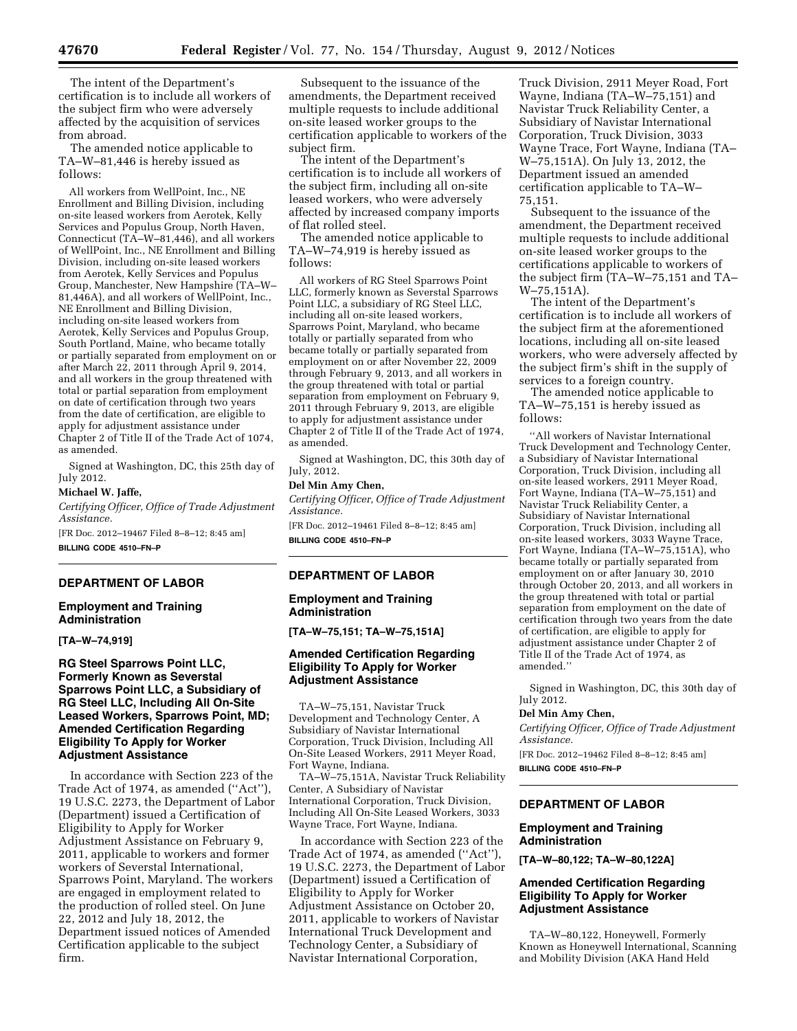The intent of the Department's certification is to include all workers of the subject firm who were adversely affected by the acquisition of services from abroad.

The amended notice applicable to TA–W–81,446 is hereby issued as follows:

All workers from WellPoint, Inc., NE Enrollment and Billing Division, including on-site leased workers from Aerotek, Kelly Services and Populus Group, North Haven, Connecticut (TA–W–81,446), and all workers of WellPoint, Inc., NE Enrollment and Billing Division, including on-site leased workers from Aerotek, Kelly Services and Populus Group, Manchester, New Hampshire (TA–W–81,446A), and all workers of WellPoint, Inc., NE Enrollment and Billing Division, including on-site leased workers from Aerotek, Kelly Services and Populus Group, South Portland, Maine, who became totally or partially separated from employment on or after March 22, 2011 through April 9, 2014, and all workers in the group threatened with total or partial separation from employment on date of certification through two years from the date of certification, are eligible to apply for adjustment assistance under Chapter 2 of Title II of the Trade Act of 1074, as amended.

Signed at Washington, DC, this 25th day of July 2012.

**Michael W. Jaffe,**

*Certifying Officer, Office of Trade Adjustment Assistance.*

[FR Doc. 2012–19467 Filed 8–8–12; 8:45 am]

**BILLING CODE 4510–FN–P**

---

## DEPARTMENT OF LABOR

### Employment and Training Administration

**[TA–W–74,919]**

### RG Steel Sparrows Point LLC, Formerly Known as Severstal Sparrows Point LLC, a Subsidiary of RG Steel LLC, Including All On-Site Leased Workers, Sparrows Point, MD; Amended Certification Regarding Eligibility To Apply for Worker Adjustment Assistance

In accordance with Section 223 of the Trade Act of 1974, as amended (''Act''), 19 U.S.C. 2273, the Department of Labor (Department) issued a Certification of Eligibility to Apply for Worker Adjustment Assistance on February 9, 2011, applicable to workers and former workers of Severstal International, Sparrows Point, Maryland. The workers are engaged in employment related to the production of rolled steel. On June 22, 2012 and July 18, 2012, the Department issued notices of Amended Certification applicable to the subject firm.

Subsequent to the issuance of the amendments, the Department received multiple requests to include additional on-site leased worker groups to the certification applicable to workers of the subject firm.

The intent of the Department's certification is to include all workers of the subject firm, including all on-site leased workers, who were adversely affected by increased company imports of flat rolled steel.

The amended notice applicable to TA–W–74,919 is hereby issued as follows:

All workers of RG Steel Sparrows Point LLC, formerly known as Severstal Sparrows Point LLC, a subsidiary of RG Steel LLC, including all on-site leased workers, Sparrows Point, Maryland, who became totally or partially separated from who became totally or partially separated from employment on or after November 22, 2009 through February 9, 2013, and all workers in the group threatened with total or partial separation from employment on February 9, 2011 through February 9, 2013, are eligible to apply for adjustment assistance under Chapter 2 of Title II of the Trade Act of 1974, as amended.

Signed at Washington, DC, this 30th day of July, 2012.

**Del Min Amy Chen,**

*Certifying Officer, Office of Trade Adjustment Assistance.*

[FR Doc. 2012–19461 Filed 8–8–12; 8:45 am]

**BILLING CODE 4510–FN–P**

---

## DEPARTMENT OF LABOR

### Employment and Training Administration

**[TA–W–75,151; TA–W–75,151A]**

### Amended Certification Regarding Eligibility To Apply for Worker Adjustment Assistance

TA–W–75,151, Navistar Truck Development and Technology Center, A Subsidiary of Navistar International Corporation, Truck Division, Including All On-Site Leased Workers, 2911 Meyer Road, Fort Wayne, Indiana.

TA–W–75,151A, Navistar Truck Reliability Center, A Subsidiary of Navistar International Corporation, Truck Division, Including All On-Site Leased Workers, 3033 Wayne Trace, Fort Wayne, Indiana.

In accordance with Section 223 of the Trade Act of 1974, as amended (''Act''), 19 U.S.C. 2273, the Department of Labor (Department) issued a Certification of Eligibility to Apply for Worker Adjustment Assistance on October 20, 2011, applicable to workers of Navistar International Truck Development and Technology Center, a Subsidiary of Navistar International Corporation, Truck Division, 2911 Meyer Road, Fort Wayne, Indiana (TA–W–75,151) and Navistar Truck Reliability Center, a Subsidiary of Navistar International Corporation, Truck Division, 3033 Wayne Trace, Fort Wayne, Indiana (TA–W–75,151A). On July 13, 2012, the Department issued an amended certification applicable to TA–W–75,151.

Subsequent to the issuance of the amendment, the Department received multiple requests to include additional on-site leased worker groups to the certifications applicable to workers of the subject firm (TA–W–75,151 and TA–W–75,151A).

The intent of the Department's certification is to include all workers of the subject firm at the aforementioned locations, including all on-site leased workers, who were adversely affected by the subject firm's shift in the supply of services to a foreign country.

The amended notice applicable to TA–W–75,151 is hereby issued as follows:

''All workers of Navistar International Truck Development and Technology Center, a Subsidiary of Navistar International Corporation, Truck Division, including all on-site leased workers, 2911 Meyer Road, Fort Wayne, Indiana (TA–W–75,151) and Navistar Truck Reliability Center, a Subsidiary of Navistar International Corporation, Truck Division, including all on-site leased workers, 3033 Wayne Trace, Fort Wayne, Indiana (TA–W–75,151A), who became totally or partially separated from employment on or after January 30, 2010 through October 20, 2013, and all workers in the group threatened with total or partial separation from employment on the date of certification through two years from the date of certification, are eligible to apply for adjustment assistance under Chapter 2 of Title II of the Trade Act of 1974, as amended.''

Signed in Washington, DC, this 30th day of July 2012.

**Del Min Amy Chen,**

*Certifying Officer, Office of Trade Adjustment Assistance.*

[FR Doc. 2012–19462 Filed 8–8–12; 8:45 am]

**BILLING CODE 4510–FN–P**

---

## DEPARTMENT OF LABOR

### Employment and Training Administration

**[TA–W–80,122; TA–W–80,122A]**

### Amended Certification Regarding Eligibility To Apply for Worker Adjustment Assistance

TA–W–80,122, Honeywell, Formerly Known as Honeywell International, Scanning and Mobility Division (AKA Hand Held